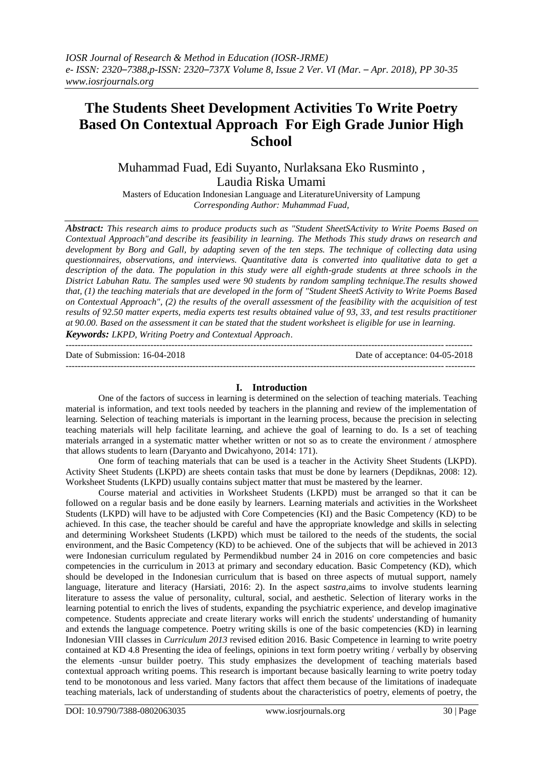# The Students Sheet Development Activities To Write Poetry Based On Contextual Approach For Eigh Grade Junior High School

Muhammad Fuad, Edi Suyanto, Nurlaksana Eko Rusminto , Laudia Riska Umami

Masters of Education Indonesian Language and LiteratureUniversity of Lampung
*Corresponding Author: Muhammad Fuad,*

***Abstract:*** *This research aims to produce products such as "Student SheetSActivity to Write Poems Based on Contextual Approach"and describe its feasibility in learning. The Methods This study draws on research and development by Borg and Gall, by adapting seven of the ten steps. The technique of collecting data using questionnaires, observations, and interviews. Quantitative data is converted into qualitative data to get a description of the data. The population in this study were all eighth-grade students at three schools in the District Labuhan Ratu. The samples used were 90 students by random sampling technique.The results showed that, (1) the teaching materials that are developed in the form of "Student SheetS Activity to Write Poems Based on Contextual Approach", (2) the results of the overall assessment of the feasibility with the acquisition of test results of 92.50 matter experts, media experts test results obtained value of 93, 33, and test results practitioner at 90.00. Based on the assessment it can be stated that the student worksheet is eligible for use in learning.*

***Keywords:*** *LKPD, Writing Poetry and Contextual Approach*.

---

Date of Submission: 16-04-2018 Date of acceptance: 04-05-2018

---

## I. Introduction

One of the factors of success in learning is determined on the selection of teaching materials. Teaching material is information, and text tools needed by teachers in the planning and review of the implementation of learning. Selection of teaching materials is important in the learning process, because the precision in selecting teaching materials will help facilitate learning, and achieve the goal of learning to do. Is a set of teaching materials arranged in a systematic matter whether written or not so as to create the environment / atmosphere that allows students to learn (Daryanto and Dwicahyono, 2014: 171).

One form of teaching materials that can be used is a teacher in the Activity Sheet Students (LKPD). Activity Sheet Students (LKPD) are sheets contain tasks that must be done by learners (Depdiknas, 2008: 12). Worksheet Students (LKPD) usually contains subject matter that must be mastered by the learner.

Course material and activities in Worksheet Students (LKPD) must be arranged so that it can be followed on a regular basis and be done easily by learners. Learning materials and activities in the Worksheet Students (LKPD) will have to be adjusted with Core Competencies (KI) and the Basic Competency (KD) to be achieved. In this case, the teacher should be careful and have the appropriate knowledge and skills in selecting and determining Worksheet Students (LKPD) which must be tailored to the needs of the students, the social environment, and the Basic Competency (KD) to be achieved. One of the subjects that will be achieved in 2013 were Indonesian curriculum regulated by Permendikbud number 24 in 2016 on core competencies and basic competencies in the curriculum in 2013 at primary and secondary education. Basic Competency (KD), which should be developed in the Indonesian curriculum that is based on three aspects of mutual support, namely language, literature and literacy (Harsiati, 2016: 2). In the aspect s*astra,*aims to involve students learning literature to assess the value of personality, cultural, social, and aesthetic. Selection of literary works in the learning potential to enrich the lives of students, expanding the psychiatric experience, and develop imaginative competence. Students appreciate and create literary works will enrich the students' understanding of humanity and extends the language competence. Poetry writing skills is one of the basic competencies (KD) in learning Indonesian VIII classes in *Curriculum 2013* revised edition 2016. Basic Competence in learning to write poetry contained at KD 4.8 Presenting the idea of feelings, opinions in text form poetry writing / verbally by observing the elements -unsur builder poetry. This study emphasizes the development of teaching materials based contextual approach writing poems. This research is important because basically learning to write poetry today tend to be monotonous and less varied. Many factors that affect them because of the limitations of inadequate teaching materials, lack of understanding of students about the characteristics of poetry, elements of poetry, the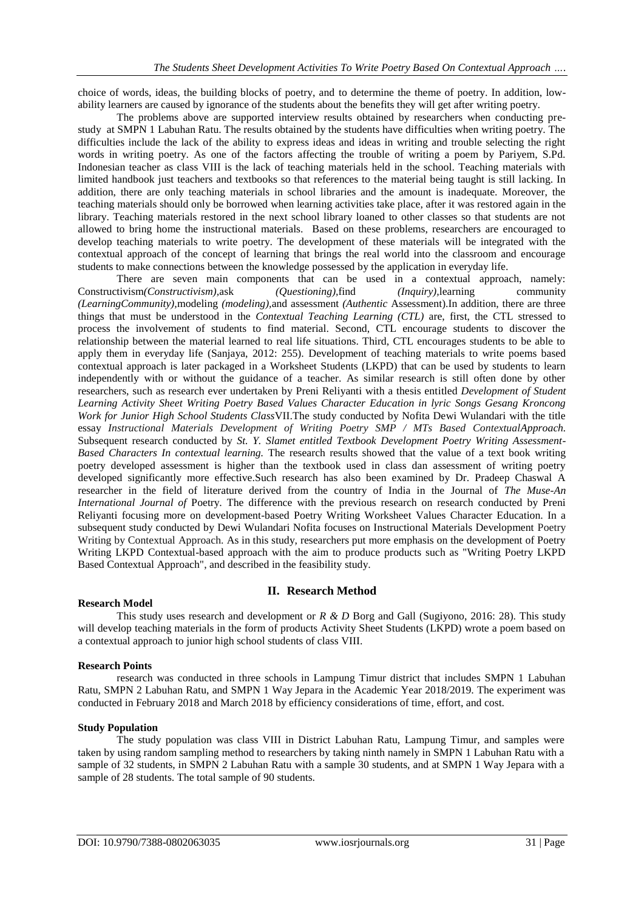choice of words, ideas, the building blocks of poetry, and to determine the theme of poetry. In addition, low-ability learners are caused by ignorance of the students about the benefits they will get after writing poetry.

The problems above are supported interview results obtained by researchers when conducting pre-study at SMPN 1 Labuhan Ratu. The results obtained by the students have difficulties when writing poetry. The difficulties include the lack of the ability to express ideas and ideas in writing and trouble selecting the right words in writing poetry. As one of the factors affecting the trouble of writing a poem by Pariyem, S.Pd. Indonesian teacher as class VIII is the lack of teaching materials held in the school. Teaching materials with limited handbook just teachers and textbooks so that references to the material being taught is still lacking. In addition, there are only teaching materials in school libraries and the amount is inadequate. Moreover, the teaching materials should only be borrowed when learning activities take place, after it was restored again in the library. Teaching materials restored in the next school library loaned to other classes so that students are not allowed to bring home the instructional materials. Based on these problems, researchers are encouraged to develop teaching materials to write poetry. The development of these materials will be integrated with the contextual approach of the concept of learning that brings the real world into the classroom and encourage students to make connections between the knowledge possessed by the application in everyday life.

There are seven main components that can be used in a contextual approach, namely: Constructivism*(Constructivism)*,ask *(Questioning)*,find *(Inquiry)*,learning community *(LearningCommunity)*,modeling *(modeling)*,and assessment *(Authentic* Assessment).In addition, there are three things that must be understood in the *Contextual Teaching Learning (CTL)* are, first, the CTL stressed to process the involvement of students to find material. Second, CTL encourage students to discover the relationship between the material learned to real life situations. Third, CTL encourages students to be able to apply them in everyday life (Sanjaya, 2012: 255). Development of teaching materials to write poems based contextual approach is later packaged in a Worksheet Students (LKPD) that can be used by students to learn independently with or without the guidance of a teacher. As similar research is still often done by other researchers, such as research ever undertaken by Preni Reliyanti with a thesis entitled *Development of Student Learning Activity Sheet Writing Poetry Based Values Character Education in lyric Songs Gesang Kroncong Work for Junior High School Students Class*VII.The study conducted by Nofita Dewi Wulandari with the title essay *Instructional Materials Development of Writing Poetry SMP / MTs Based ContextualApproach.* Subsequent research conducted by *St. Y. Slamet entitled Textbook Development Poetry Writing Assessment-Based Characters In contextual learning.* The research results showed that the value of a text book writing poetry developed assessment is higher than the textbook used in class dan assessment of writing poetry developed significantly more effective.Such research has also been examined by Dr. Pradeep Chaswal A researcher in the field of literature derived from the country of India in the Journal of *The Muse-An International Journal of* Poetry. The difference with the previous research on research conducted by Preni Reliyanti focusing more on development-based Poetry Writing Worksheet Values Character Education. In a subsequent study conducted by Dewi Wulandari Nofita focuses on Instructional Materials Development Poetry Writing by Contextual Approach. As in this study, researchers put more emphasis on the development of Poetry Writing LKPD Contextual-based approach with the aim to produce products such as "Writing Poetry LKPD Based Contextual Approach", and described in the feasibility study.

## II. Research Method

### Research Model

This study uses research and development or *R & D* Borg and Gall (Sugiyono, 2016: 28). This study will develop teaching materials in the form of products Activity Sheet Students (LKPD) wrote a poem based on a contextual approach to junior high school students of class VIII.

### Research Points

research was conducted in three schools in Lampung Timur district that includes SMPN 1 Labuhan Ratu, SMPN 2 Labuhan Ratu, and SMPN 1 Way Jepara in the Academic Year 2018/2019. The experiment was conducted in February 2018 and March 2018 by efficiency considerations of time, effort, and cost.

### Study Population

The study population was class VIII in District Labuhan Ratu, Lampung Timur, and samples were taken by using random sampling method to researchers by taking ninth namely in SMPN 1 Labuhan Ratu with a sample of 32 students, in SMPN 2 Labuhan Ratu with a sample 30 students, and at SMPN 1 Way Jepara with a sample of 28 students. The total sample of 90 students.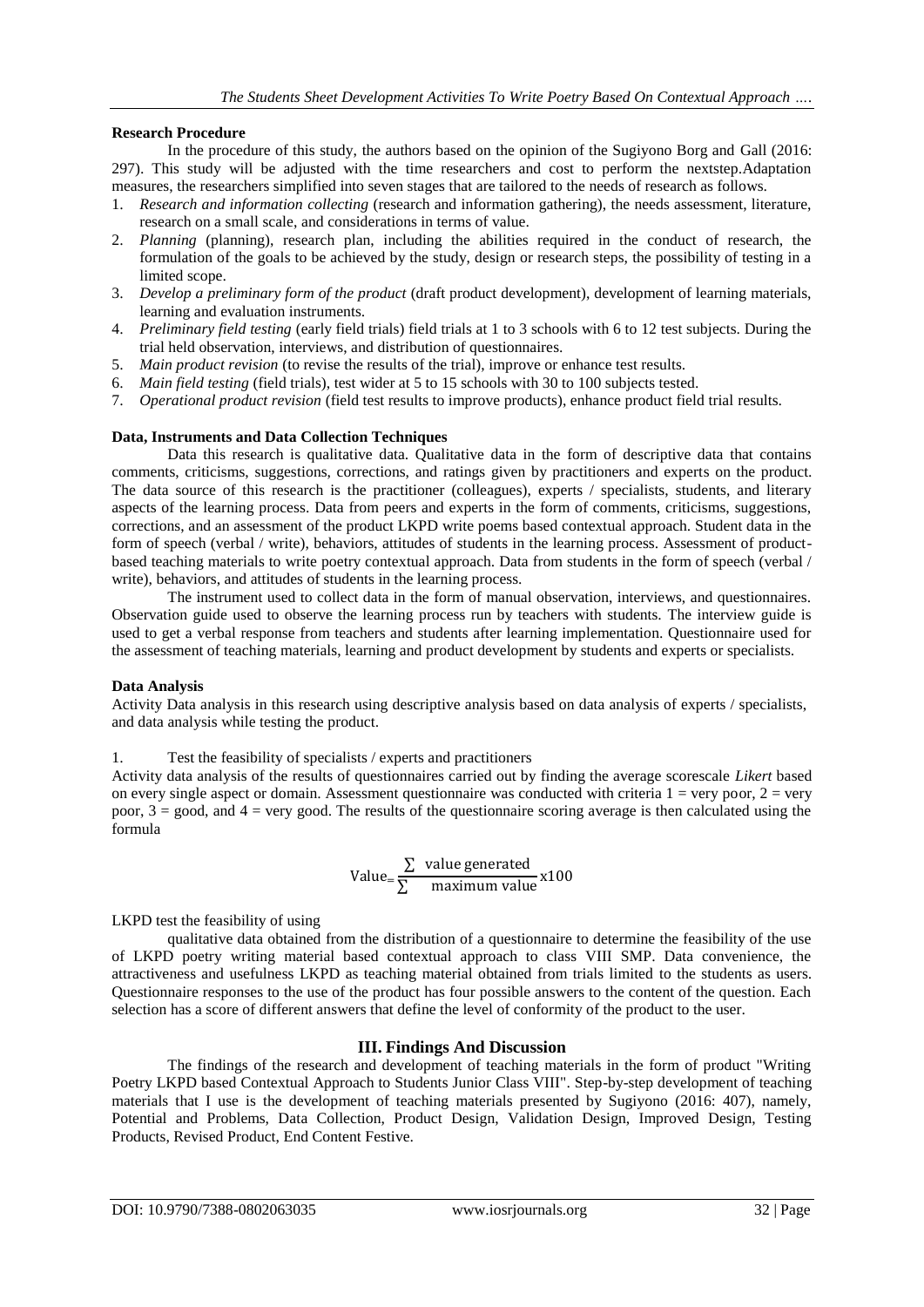**Research Procedure**

In the procedure of this study, the authors based on the opinion of the Sugiyono Borg and Gall (2016: 297). This study will be adjusted with the time researchers and cost to perform the nextstep.Adaptation measures, the researchers simplified into seven stages that are tailored to the needs of research as follows.

1. *Research and information collecting* (research and information gathering), the needs assessment, literature, research on a small scale, and considerations in terms of value.
2. *Planning* (planning), research plan, including the abilities required in the conduct of research, the formulation of the goals to be achieved by the study, design or research steps, the possibility of testing in a limited scope.
3. *Develop a preliminary form of the product* (draft product development), development of learning materials, learning and evaluation instruments.
4. *Preliminary field testing* (early field trials) field trials at 1 to 3 schools with 6 to 12 test subjects. During the trial held observation, interviews, and distribution of questionnaires.
5. *Main product revision* (to revise the results of the trial), improve or enhance test results.
6. *Main field testing* (field trials), test wider at 5 to 15 schools with 30 to 100 subjects tested.
7. *Operational product revision* (field test results to improve products), enhance product field trial results.

**Data, Instruments and Data Collection Techniques**

Data this research is qualitative data. Qualitative data in the form of descriptive data that contains comments, criticisms, suggestions, corrections, and ratings given by practitioners and experts on the product. The data source of this research is the practitioner (colleagues), experts / specialists, students, and literary aspects of the learning process. Data from peers and experts in the form of comments, criticisms, suggestions, corrections, and an assessment of the product LKPD write poems based contextual approach. Student data in the form of speech (verbal / write), behaviors, attitudes of students in the learning process. Assessment of product-based teaching materials to write poetry contextual approach. Data from students in the form of speech (verbal / write), behaviors, and attitudes of students in the learning process.

The instrument used to collect data in the form of manual observation, interviews, and questionnaires. Observation guide used to observe the learning process run by teachers with students. The interview guide is used to get a verbal response from teachers and students after learning implementation. Questionnaire used for the assessment of teaching materials, learning and product development by students and experts or specialists.

**Data Analysis**

Activity Data analysis in this research using descriptive analysis based on data analysis of experts / specialists, and data analysis while testing the product.

1. Test the feasibility of specialists / experts and practitioners

Activity data analysis of the results of questionnaires carried out by finding the average scorescale *Likert* based on every single aspect or domain. Assessment questionnaire was conducted with criteria 1 = very poor, 2 = very poor, 3 = good, and 4 = very good. The results of the questionnaire scoring average is then calculated using the formula

$$\text{Value} = \frac{\sum \text{ value generated}}{\sum \text{ maximum value}} \text{x}100$$

LKPD test the feasibility of using

qualitative data obtained from the distribution of a questionnaire to determine the feasibility of the use of LKPD poetry writing material based contextual approach to class VIII SMP. Data convenience, the attractiveness and usefulness LKPD as teaching material obtained from trials limited to the students as users. Questionnaire responses to the use of the product has four possible answers to the content of the question. Each selection has a score of different answers that define the level of conformity of the product to the user.

## III. Findings And Discussion

The findings of the research and development of teaching materials in the form of product "Writing Poetry LKPD based Contextual Approach to Students Junior Class VIII". Step-by-step development of teaching materials that I use is the development of teaching materials presented by Sugiyono (2016: 407), namely, Potential and Problems, Data Collection, Product Design, Validation Design, Improved Design, Testing Products, Revised Product, End Content Festive.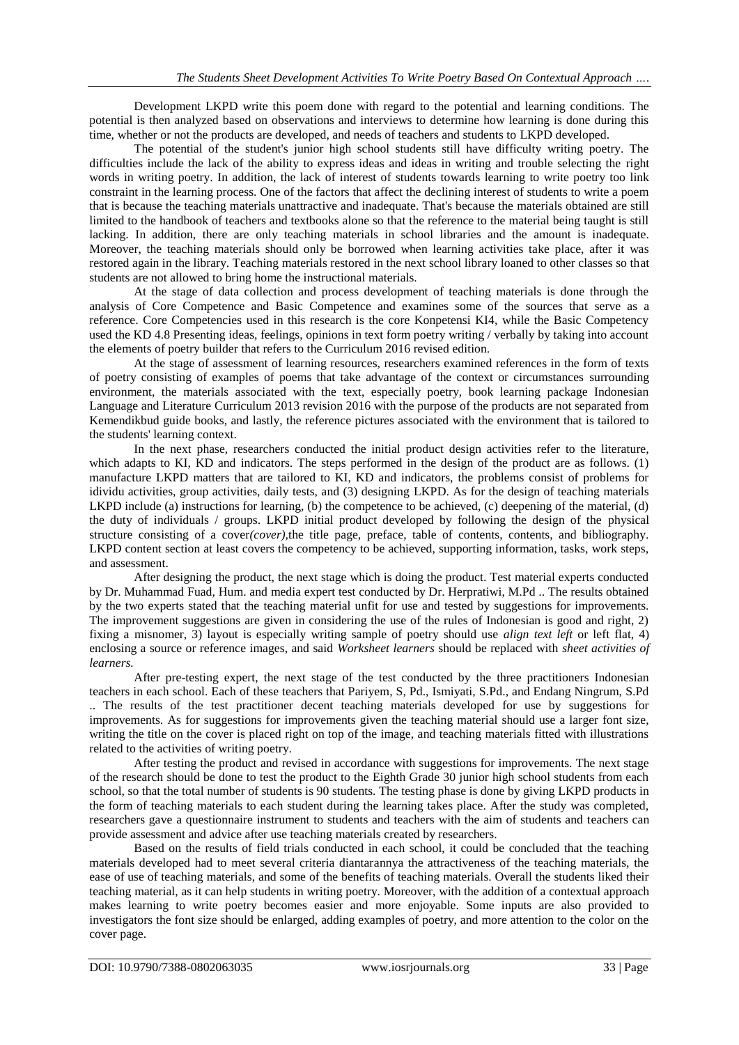Development LKPD write this poem done with regard to the potential and learning conditions. The potential is then analyzed based on observations and interviews to determine how learning is done during this time, whether or not the products are developed, and needs of teachers and students to LKPD developed.

The potential of the student's junior high school students still have difficulty writing poetry. The difficulties include the lack of the ability to express ideas and ideas in writing and trouble selecting the right words in writing poetry. In addition, the lack of interest of students towards learning to write poetry too link constraint in the learning process. One of the factors that affect the declining interest of students to write a poem that is because the teaching materials unattractive and inadequate. That's because the materials obtained are still limited to the handbook of teachers and textbooks alone so that the reference to the material being taught is still lacking. In addition, there are only teaching materials in school libraries and the amount is inadequate. Moreover, the teaching materials should only be borrowed when learning activities take place, after it was restored again in the library. Teaching materials restored in the next school library loaned to other classes so that students are not allowed to bring home the instructional materials.

At the stage of data collection and process development of teaching materials is done through the analysis of Core Competence and Basic Competence and examines some of the sources that serve as a reference. Core Competencies used in this research is the core Konpetensi KI4, while the Basic Competency used the KD 4.8 Presenting ideas, feelings, opinions in text form poetry writing / verbally by taking into account the elements of poetry builder that refers to the Curriculum 2016 revised edition.

At the stage of assessment of learning resources, researchers examined references in the form of texts of poetry consisting of examples of poems that take advantage of the context or circumstances surrounding environment, the materials associated with the text, especially poetry, book learning package Indonesian Language and Literature Curriculum 2013 revision 2016 with the purpose of the products are not separated from Kemendikbud guide books, and lastly, the reference pictures associated with the environment that is tailored to the students' learning context.

In the next phase, researchers conducted the initial product design activities refer to the literature, which adapts to KI, KD and indicators. The steps performed in the design of the product are as follows. (1) manufacture LKPD matters that are tailored to KI, KD and indicators, the problems consist of problems for idividu activities, group activities, daily tests, and (3) designing LKPD. As for the design of teaching materials LKPD include (a) instructions for learning, (b) the competence to be achieved, (c) deepening of the material, (d) the duty of individuals / groups. LKPD initial product developed by following the design of the physical structure consisting of a cover*(cover)*,the title page, preface, table of contents, contents, and bibliography. LKPD content section at least covers the competency to be achieved, supporting information, tasks, work steps, and assessment.

After designing the product, the next stage which is doing the product. Test material experts conducted by Dr. Muhammad Fuad, Hum. and media expert test conducted by Dr. Herpratiwi, M.Pd .. The results obtained by the two experts stated that the teaching material unfit for use and tested by suggestions for improvements. The improvement suggestions are given in considering the use of the rules of Indonesian is good and right, 2) fixing a misnomer, 3) layout is especially writing sample of poetry should use *align text left* or left flat, 4) enclosing a source or reference images, and said *Worksheet learners* should be replaced with *sheet activities of learners.*

After pre-testing expert, the next stage of the test conducted by the three practitioners Indonesian teachers in each school. Each of these teachers that Pariyem, S, Pd., Ismiyati, S.Pd., and Endang Ningrum, S.Pd .. The results of the test practitioner decent teaching materials developed for use by suggestions for improvements. As for suggestions for improvements given the teaching material should use a larger font size, writing the title on the cover is placed right on top of the image, and teaching materials fitted with illustrations related to the activities of writing poetry.

After testing the product and revised in accordance with suggestions for improvements. The next stage of the research should be done to test the product to the Eighth Grade 30 junior high school students from each school, so that the total number of students is 90 students. The testing phase is done by giving LKPD products in the form of teaching materials to each student during the learning takes place. After the study was completed, researchers gave a questionnaire instrument to students and teachers with the aim of students and teachers can provide assessment and advice after use teaching materials created by researchers.

Based on the results of field trials conducted in each school, it could be concluded that the teaching materials developed had to meet several criteria diantarannya the attractiveness of the teaching materials, the ease of use of teaching materials, and some of the benefits of teaching materials. Overall the students liked their teaching material, as it can help students in writing poetry. Moreover, with the addition of a contextual approach makes learning to write poetry becomes easier and more enjoyable. Some inputs are also provided to investigators the font size should be enlarged, adding examples of poetry, and more attention to the color on the cover page.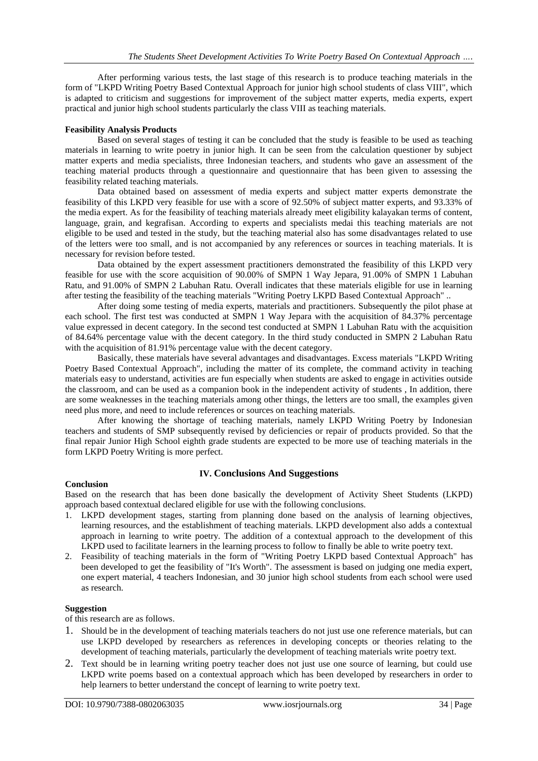After performing various tests, the last stage of this research is to produce teaching materials in the form of "LKPD Writing Poetry Based Contextual Approach for junior high school students of class VIII", which is adapted to criticism and suggestions for improvement of the subject matter experts, media experts, expert practical and junior high school students particularly the class VIII as teaching materials.

**Feasibility Analysis Products**

Based on several stages of testing it can be concluded that the study is feasible to be used as teaching materials in learning to write poetry in junior high. It can be seen from the calculation questioner by subject matter experts and media specialists, three Indonesian teachers, and students who gave an assessment of the teaching material products through a questionnaire and questionnaire that has been given to assessing the feasibility related teaching materials.

Data obtained based on assessment of media experts and subject matter experts demonstrate the feasibility of this LKPD very feasible for use with a score of 92.50% of subject matter experts, and 93.33% of the media expert. As for the feasibility of teaching materials already meet eligibility kalayakan terms of content, language, grain, and kegrafisan. According to experts and specialists medai this teaching materials are not eligible to be used and tested in the study, but the teaching material also has some disadvantages related to use of the letters were too small, and is not accompanied by any references or sources in teaching materials. It is necessary for revision before tested.

Data obtained by the expert assessment practitioners demonstrated the feasibility of this LKPD very feasible for use with the score acquisition of 90.00% of SMPN 1 Way Jepara, 91.00% of SMPN 1 Labuhan Ratu, and 91.00% of SMPN 2 Labuhan Ratu. Overall indicates that these materials eligible for use in learning after testing the feasibility of the teaching materials "Writing Poetry LKPD Based Contextual Approach" ..

After doing some testing of media experts, materials and practitioners. Subsequently the pilot phase at each school. The first test was conducted at SMPN 1 Way Jepara with the acquisition of 84.37% percentage value expressed in decent category. In the second test conducted at SMPN 1 Labuhan Ratu with the acquisition of 84.64% percentage value with the decent category. In the third study conducted in SMPN 2 Labuhan Ratu with the acquisition of 81.91% percentage value with the decent category.

Basically, these materials have several advantages and disadvantages. Excess materials "LKPD Writing Poetry Based Contextual Approach", including the matter of its complete, the command activity in teaching materials easy to understand, activities are fun especially when students are asked to engage in activities outside the classroom, and can be used as a companion book in the independent activity of students , In addition, there are some weaknesses in the teaching materials among other things, the letters are too small, the examples given need plus more, and need to include references or sources on teaching materials.

After knowing the shortage of teaching materials, namely LKPD Writing Poetry by Indonesian teachers and students of SMP subsequently revised by deficiencies or repair of products provided. So that the final repair Junior High School eighth grade students are expected to be more use of teaching materials in the form LKPD Poetry Writing is more perfect.

## IV. Conclusions And Suggestions

**Conclusion**

Based on the research that has been done basically the development of Activity Sheet Students (LKPD) approach based contextual declared eligible for use with the following conclusions.

1. LKPD development stages, starting from planning done based on the analysis of learning objectives, learning resources, and the establishment of teaching materials. LKPD development also adds a contextual approach in learning to write poetry. The addition of a contextual approach to the development of this LKPD used to facilitate learners in the learning process to follow to finally be able to write poetry text.
2. Feasibility of teaching materials in the form of "Writing Poetry LKPD based Contextual Approach" has been developed to get the feasibility of "It's Worth". The assessment is based on judging one media expert, one expert material, 4 teachers Indonesian, and 30 junior high school students from each school were used as research.

**Suggestion**

of this research are as follows.

1. Should be in the development of teaching materials teachers do not just use one reference materials, but can use LKPD developed by researchers as references in developing concepts or theories relating to the development of teaching materials, particularly the development of teaching materials write poetry text.
2. Text should be in learning writing poetry teacher does not just use one source of learning, but could use LKPD write poems based on a contextual approach which has been developed by researchers in order to help learners to better understand the concept of learning to write poetry text.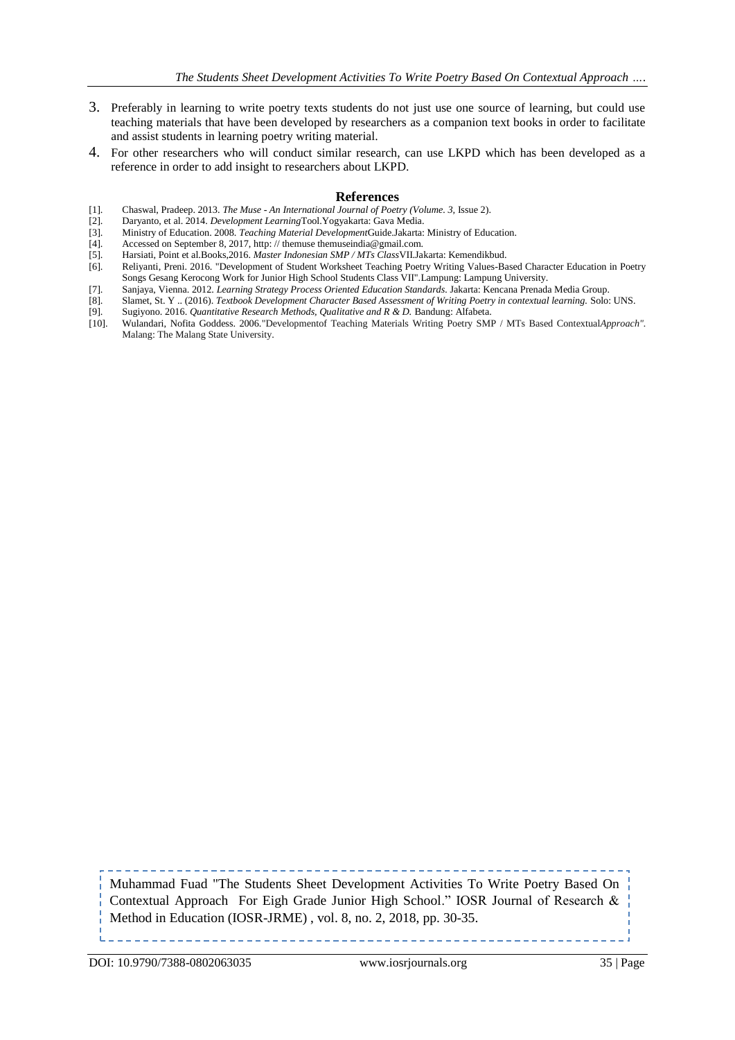3. Preferably in learning to write poetry texts students do not just use one source of learning, but could use teaching materials that have been developed by researchers as a companion text books in order to facilitate and assist students in learning poetry writing material.
4. For other researchers who will conduct similar research, can use LKPD which has been developed as a reference in order to add insight to researchers about LKPD.

## References

[1]. Chaswal, Pradeep. 2013. *The Muse - An International Journal of Poetry (Volume. 3,* Issue 2).
[2]. Daryanto, et al. 2014. *Development Learning*Tool.Yogyakarta: Gava Media.
[3]. Ministry of Education. 2008. *Teaching Material Development*Guide.Jakarta: Ministry of Education.
[4]. Accessed on September 8, 2017, http: // themuse themuseindia@gmail.com.
[5]. Harsiati, Point et al.Books,2016. *Master Indonesian SMP / MTs Class*VII.Jakarta: Kemendikbud.
[6]. Reliyanti, Preni. 2016. "Development of Student Worksheet Teaching Poetry Writing Values-Based Character Education in Poetry Songs Gesang Kerocong Work for Junior High School Students Class VII".Lampung: Lampung University.
[7]. Sanjaya, Vienna. 2012. *Learning Strategy Process Oriented Education Standards*. Jakarta: Kencana Prenada Media Group.
[8]. Slamet, St. Y .. (2016). *Textbook Development Character Based Assessment of Writing Poetry in contextual learning.* Solo: UNS.
[9]. Sugiyono. 2016. *Quantitative Research Methods, Qualitative and R & D.* Bandung: Alfabeta.
[10]. Wulandari, Nofita Goddess. 2006."Developmentof Teaching Materials Writing Poetry SMP / MTs Based Contextual*Approach".* Malang: The Malang State University.

Muhammad Fuad "The Students Sheet Development Activities To Write Poetry Based On Contextual Approach For Eigh Grade Junior High School." IOSR Journal of Research & Method in Education (IOSR-JRME) , vol. 8, no. 2, 2018, pp. 30-35.